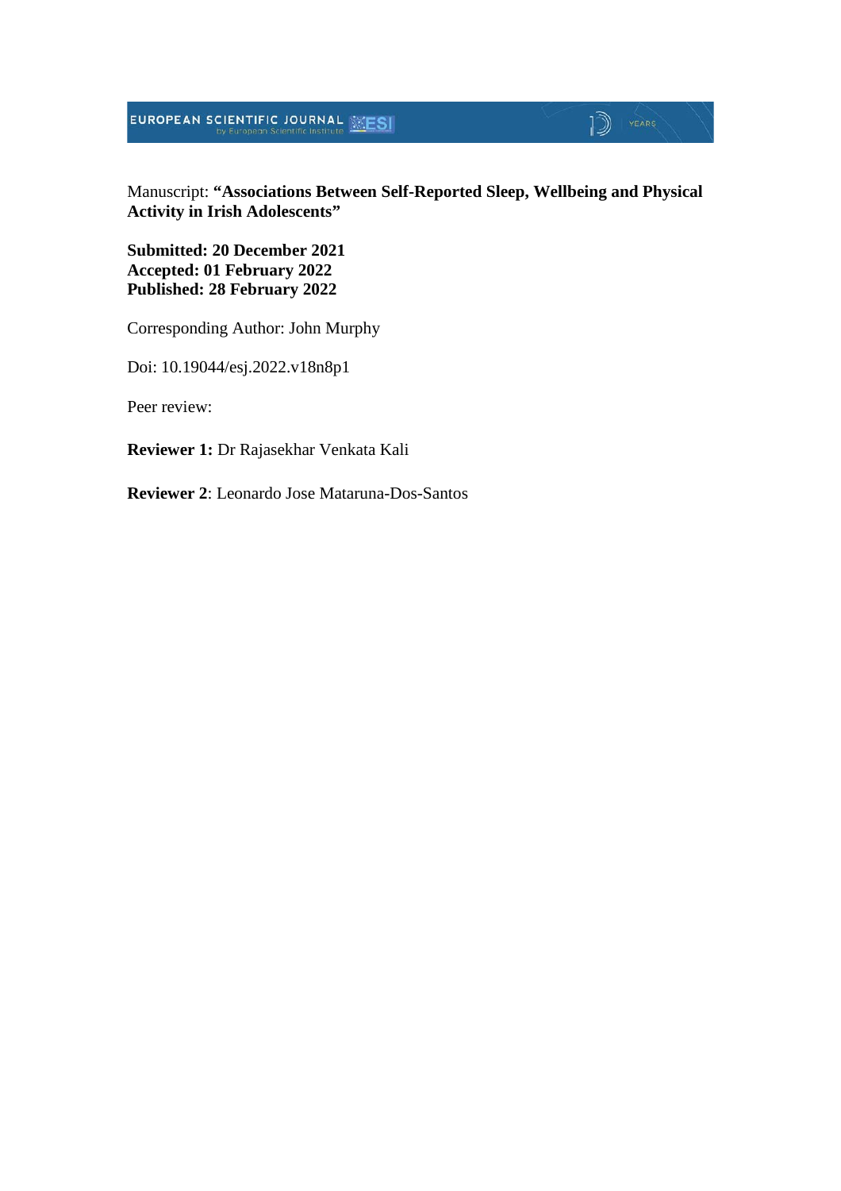Manuscript: **"Associations Between Self-Reported Sleep, Wellbeing and Physical Activity in Irish Adolescents"**

**Submitted: 20 December 2021**
**Accepted: 01 February 2022**
**Published: 28 February 2022**

Corresponding Author: John Murphy

Doi: 10.19044/esj.2022.v18n8p1

Peer review:

**Reviewer 1:** Dr Rajasekhar Venkata Kali

**Reviewer 2**: Leonardo Jose Mataruna-Dos-Santos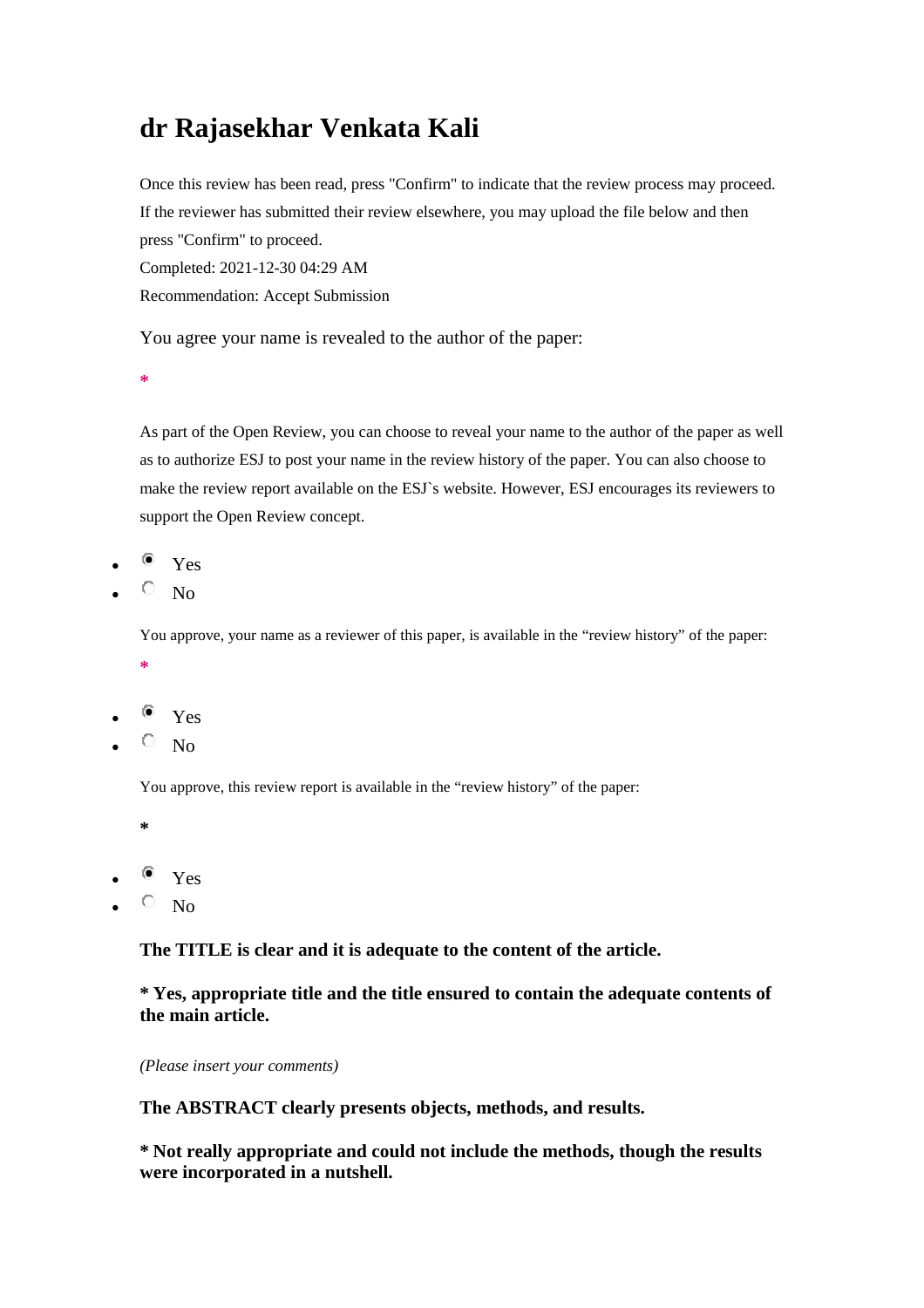# dr Rajasekhar Venkata Kali

Once this review has been read, press "Confirm" to indicate that the review process may proceed. If the reviewer has submitted their review elsewhere, you may upload the file below and then press "Confirm" to proceed.

Completed: 2021-12-30 04:29 AM

Recommendation: Accept Submission

You agree your name is revealed to the author of the paper:

*

As part of the Open Review, you can choose to reveal your name to the author of the paper as well as to authorize ESJ to post your name in the review history of the paper. You can also choose to make the review report available on the ESJ`s website. However, ESJ encourages its reviewers to support the Open Review concept.

- (•) Yes
- ( ) No

You approve, your name as a reviewer of this paper, is available in the “review history” of the paper:

*

- (•) Yes
- ( ) No

You approve, this review report is available in the “review history” of the paper:

*

- (•) Yes
- ( ) No

**The TITLE is clear and it is adequate to the content of the article.**

**\* Yes, appropriate title and the title ensured to contain the adequate contents of the main article.**

*(Please insert your comments)*

**The ABSTRACT clearly presents objects, methods, and results.**

**\* Not really appropriate and could not include the methods, though the results were incorporated in a nutshell.**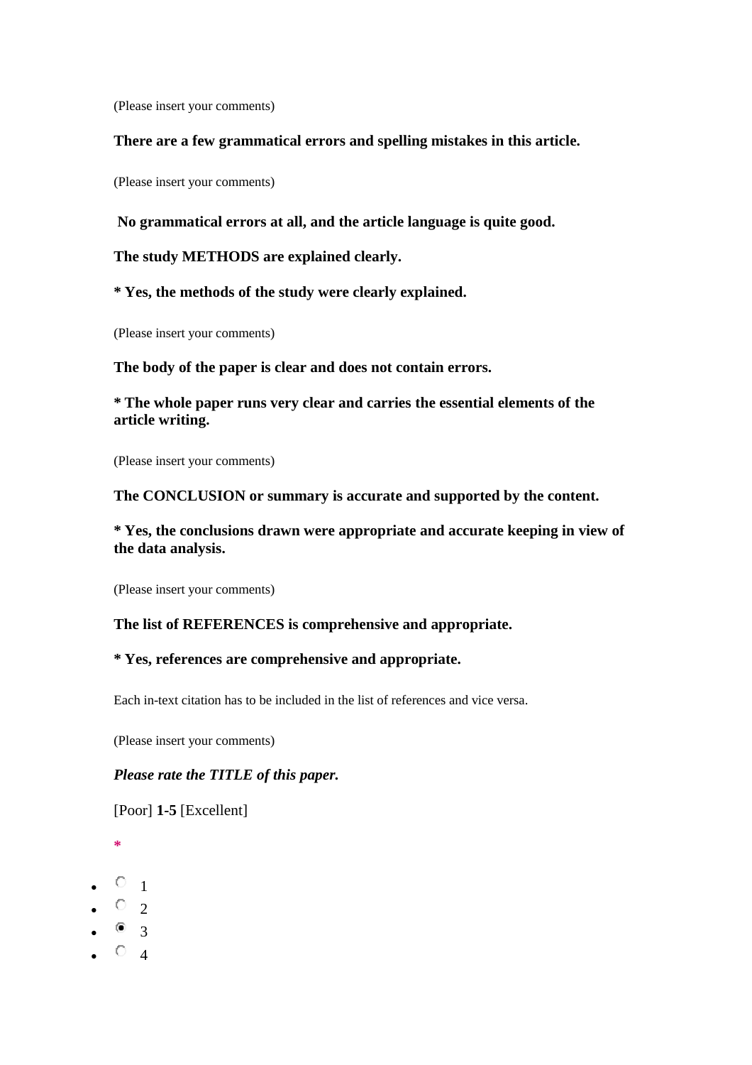(Please insert your comments)

**There are a few grammatical errors and spelling mistakes in this article.**

(Please insert your comments)

**No grammatical errors at all, and the article language is quite good.**

**The study METHODS are explained clearly.**

*** Yes, the methods of the study were clearly explained.**

(Please insert your comments)

**The body of the paper is clear and does not contain errors.**

*** The whole paper runs very clear and carries the essential elements of the article writing.**

(Please insert your comments)

**The CONCLUSION or summary is accurate and supported by the content.**

*** Yes, the conclusions drawn were appropriate and accurate keeping in view of the data analysis.**

(Please insert your comments)

**The list of REFERENCES is comprehensive and appropriate.**

*** Yes, references are comprehensive and appropriate.**

Each in-text citation has to be included in the list of references and vice versa.

(Please insert your comments)

***Please rate the TITLE of this paper.***

[Poor] **1-5** [Excellent]

*

- ○ 1
- ○ 2
- ◉ 3
- ○ 4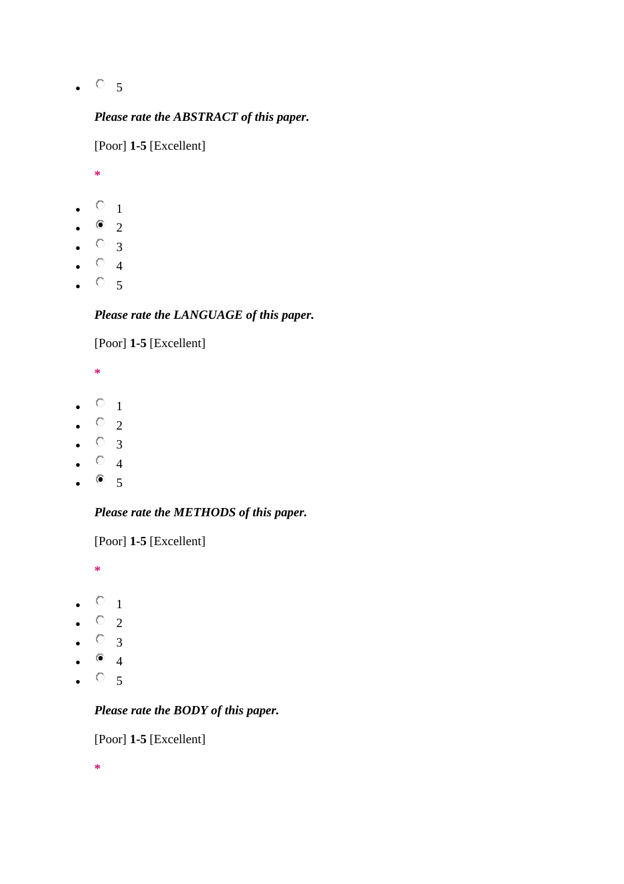- 5

***Please rate the ABSTRACT of this paper.***

[Poor] **1-5** [Excellent]

*

- 1
- (selected) 2
- 3
- 4
- 5

***Please rate the LANGUAGE of this paper.***

[Poor] **1-5** [Excellent]

*

- 1
- 2
- 3
- 4
- (selected) 5

***Please rate the METHODS of this paper.***

[Poor] **1-5** [Excellent]

*

- 1
- 2
- 3
- (selected) 4
- 5

***Please rate the BODY of this paper.***

[Poor] **1-5** [Excellent]

*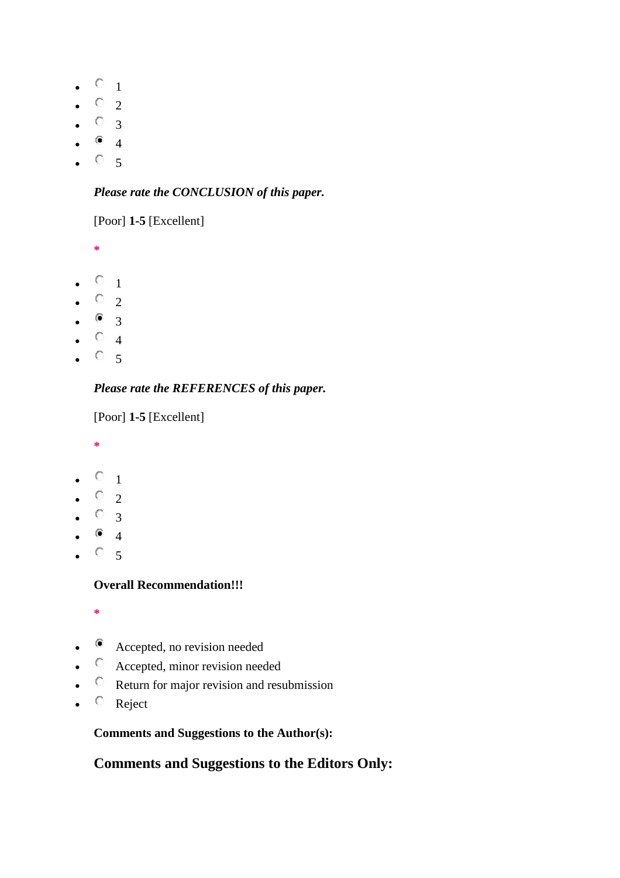- ○ 1
- ○ 2
- ○ 3
- ◉ 4
- ○ 5

***Please rate the CONCLUSION of this paper.***

[Poor] **1-5** [Excellent]

*

- ○ 1
- ○ 2
- ◉ 3
- ○ 4
- ○ 5

***Please rate the REFERENCES of this paper.***

[Poor] **1-5** [Excellent]

*

- ○ 1
- ○ 2
- ○ 3
- ◉ 4
- ○ 5

**Overall Recommendation!!!**

*

- ◉ Accepted, no revision needed
- ○ Accepted, minor revision needed
- ○ Return for major revision and resubmission
- ○ Reject

**Comments and Suggestions to the Author(s):**

## Comments and Suggestions to the Editors Only: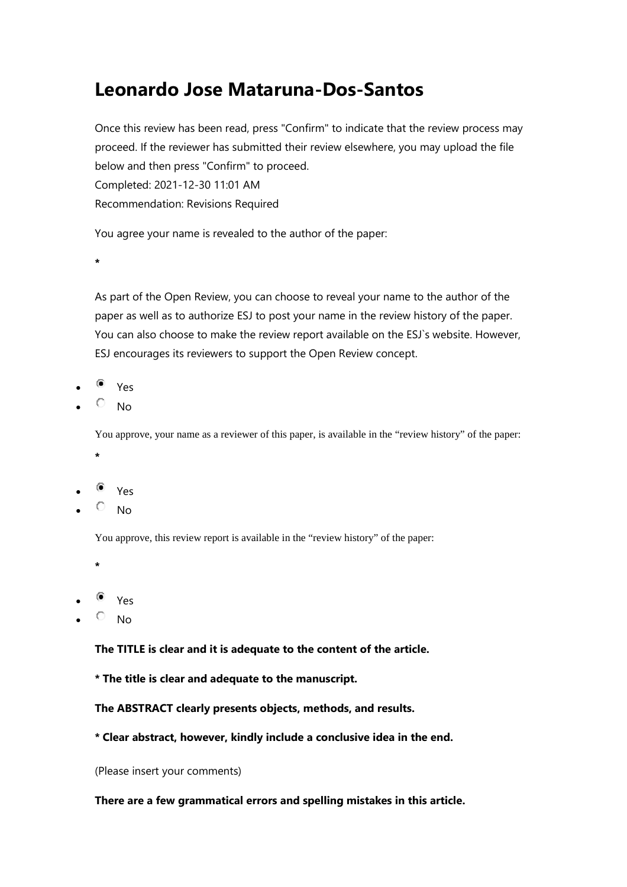# Leonardo Jose Mataruna-Dos-Santos

Once this review has been read, press "Confirm" to indicate that the review process may proceed. If the reviewer has submitted their review elsewhere, you may upload the file below and then press "Confirm" to proceed.
Completed: 2021-12-30 11:01 AM
Recommendation: Revisions Required

You agree your name is revealed to the author of the paper:

*

As part of the Open Review, you can choose to reveal your name to the author of the paper as well as to authorize ESJ to post your name in the review history of the paper. You can also choose to make the review report available on the ESJ`s website. However, ESJ encourages its reviewers to support the Open Review concept.

- ◉ Yes
- ○ No

You approve, your name as a reviewer of this paper, is available in the "review history" of the paper:

*

- ◉ Yes
- ○ No

You approve, this review report is available in the "review history" of the paper:

*

- ◉ Yes
- ○ No

**The TITLE is clear and it is adequate to the content of the article.**

**\* The title is clear and adequate to the manuscript.**

**The ABSTRACT clearly presents objects, methods, and results.**

**\* Clear abstract, however, kindly include a conclusive idea in the end.**

(Please insert your comments)

**There are a few grammatical errors and spelling mistakes in this article.**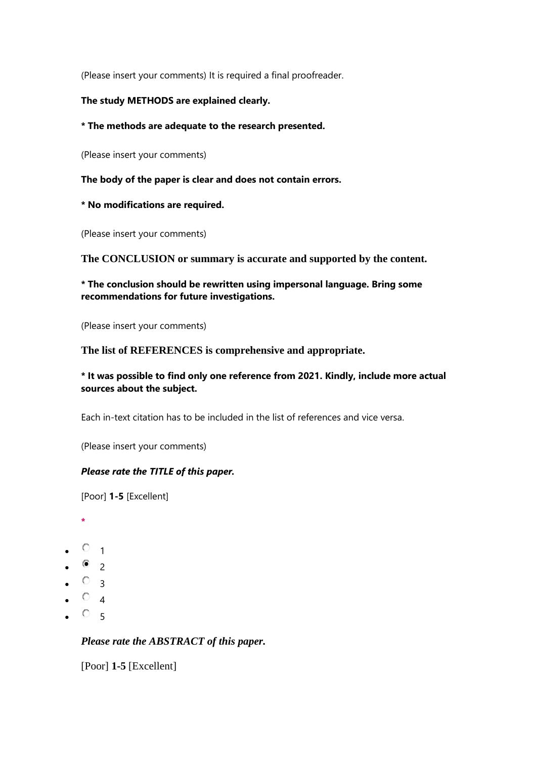(Please insert your comments) It is required a final proofreader.

**The study METHODS are explained clearly.**

**\* The methods are adequate to the research presented.**

(Please insert your comments)

**The body of the paper is clear and does not contain errors.**

**\* No modifications are required.**

(Please insert your comments)

**The CONCLUSION or summary is accurate and supported by the content.**

**\* The conclusion should be rewritten using impersonal language. Bring some recommendations for future investigations.**

(Please insert your comments)

**The list of REFERENCES is comprehensive and appropriate.**

**\* It was possible to find only one reference from 2021. Kindly, include more actual sources about the subject.**

Each in-text citation has to be included in the list of references and vice versa.

(Please insert your comments)

***Please rate the TITLE of this paper.***

[Poor] **1-5** [Excellent]

\*

- ○ 1
- ● 2
- ○ 3
- ○ 4
- ○ 5

***Please rate the ABSTRACT of this paper.***

[Poor] **1-5** [Excellent]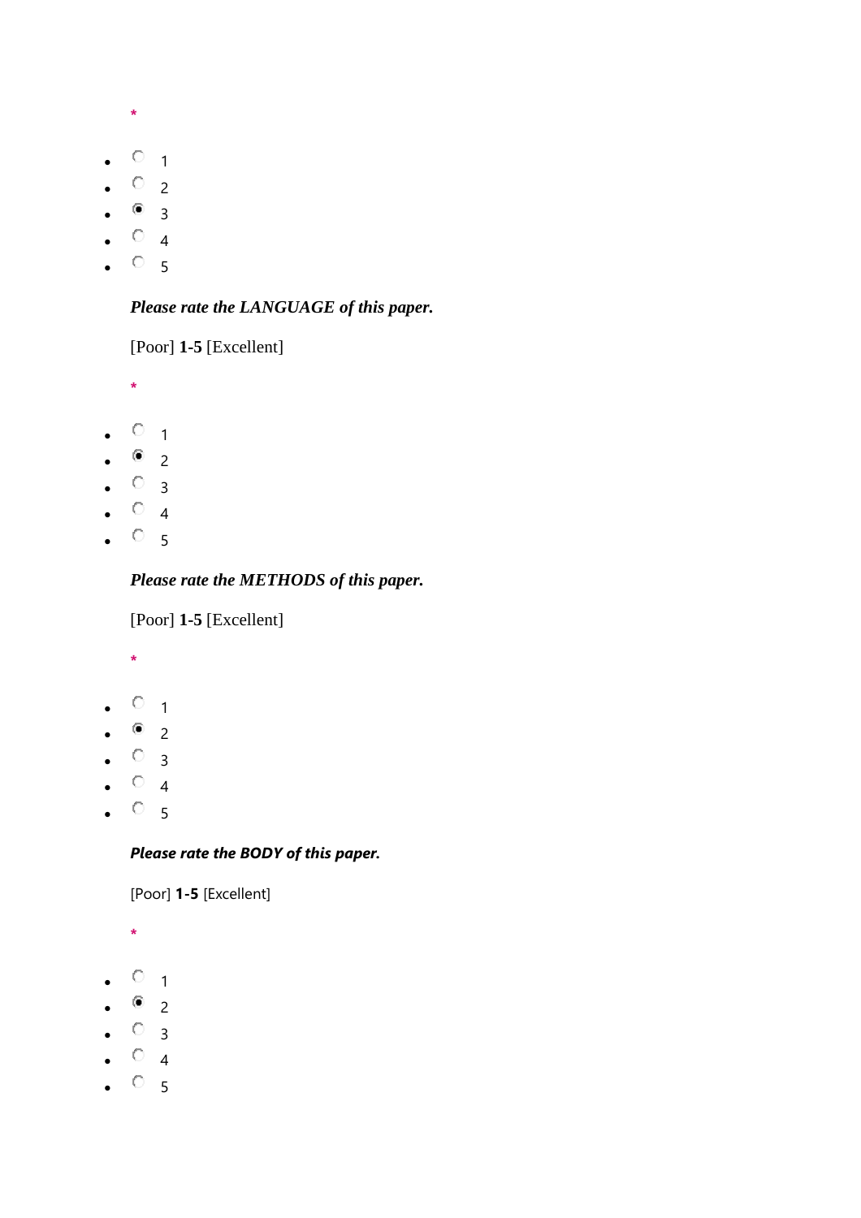*

- ◯ 1
- ◯ 2
- ◉ 3
- ◯ 4
- ◯ 5

***Please rate the LANGUAGE of this paper.***

[Poor] **1-5** [Excellent]

*

- ◯ 1
- ◉ 2
- ◯ 3
- ◯ 4
- ◯ 5

***Please rate the METHODS of this paper.***

[Poor] **1-5** [Excellent]

*

- ◯ 1
- ◉ 2
- ◯ 3
- ◯ 4
- ◯ 5

***Please rate the BODY of this paper.***

[Poor] **1-5** [Excellent]

*

- ◯ 1
- ◉ 2
- ◯ 3
- ◯ 4
- ◯ 5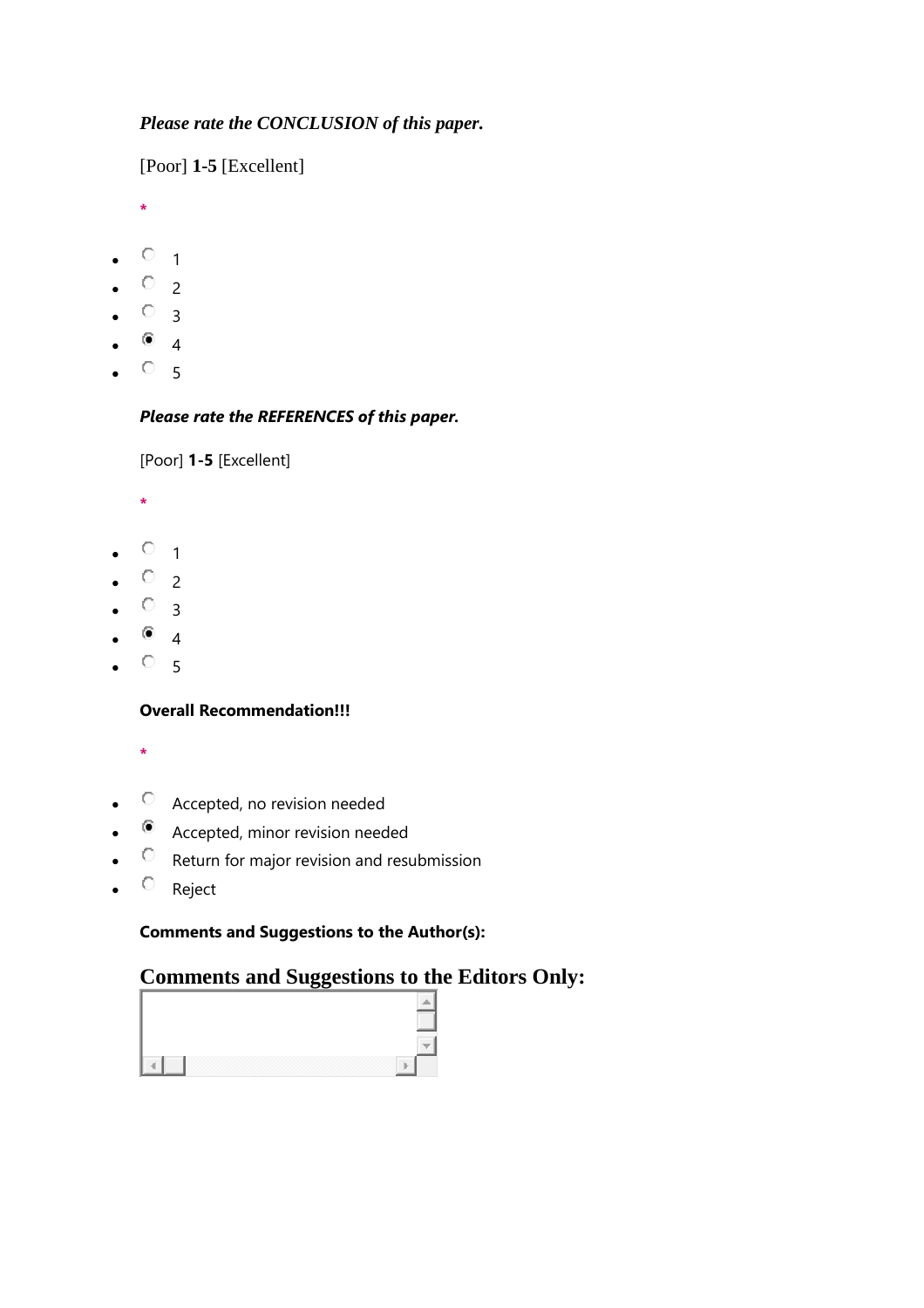***Please rate the CONCLUSION of this paper.***

[Poor] **1-5** [Excellent]

*

- ○ 1
- ○ 2
- ○ 3
- ◉ 4
- ○ 5

***Please rate the REFERENCES of this paper.***

[Poor] **1-5** [Excellent]

*

- ○ 1
- ○ 2
- ○ 3
- ◉ 4
- ○ 5

**Overall Recommendation!!!**

*

- ○ Accepted, no revision needed
- ◉ Accepted, minor revision needed
- ○ Return for major revision and resubmission
- ○ Reject

**Comments and Suggestions to the Author(s):**

## Comments and Suggestions to the Editors Only: